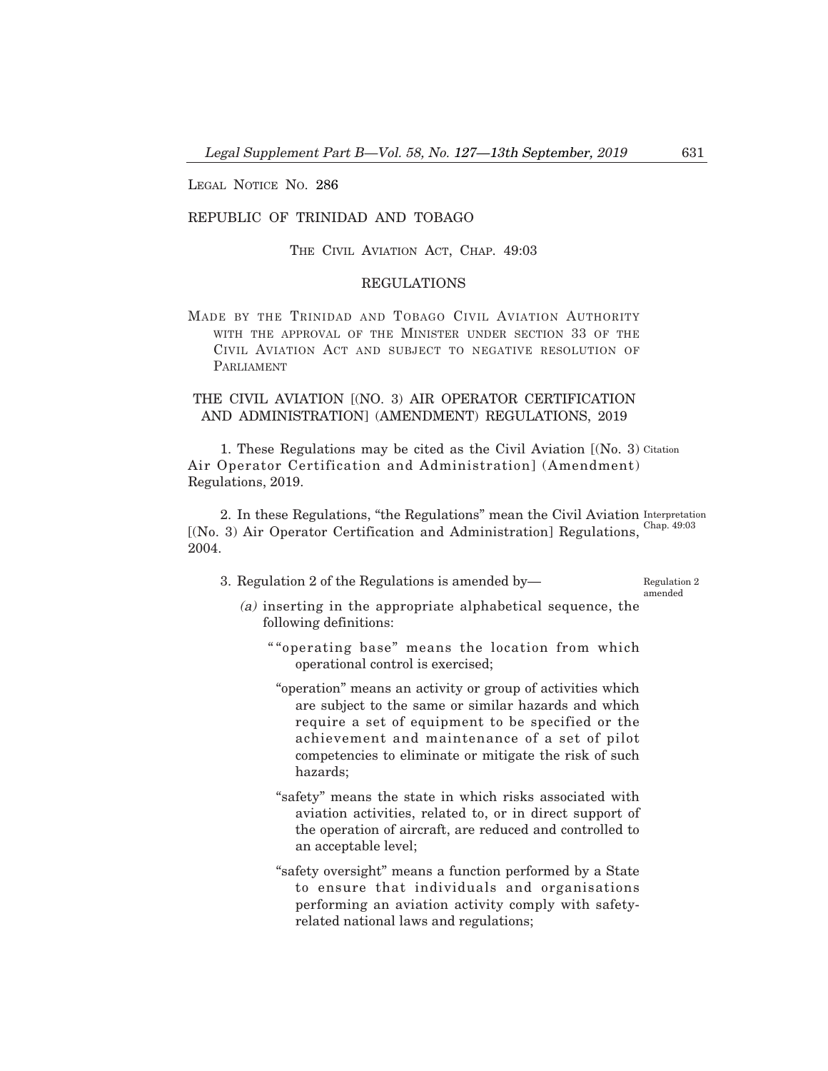LEGAL NOTICE NO. 286

REPUBLIC OF TRINIDAD AND TOBAGO

THE CIVIL AVIATION ACT, CHAP. 49:03

REGULATIONS

MADE BY THE TRINIDAD AND TOBAGO CIVIL AVIATION AUTHORITY WITH THE APPROVAL OF THE MINISTER UNDER SECTION 33 OF THE CIVIL AVIATION ACT AND SUBJECT TO NEGATIVE RESOLUTION OF PARLIAMENT

# THE CIVIL AVIATION [(NO. 3) AIR OPERATOR CERTIFICATION AND ADMINISTRATION] (AMENDMENT) REGULATIONS, 2019

Citation

1. These Regulations may be cited as the Civil Aviation [(No. 3) Air Operator Certification and Administration] (Amendment) Regulations, 2019.

Interpretation
Chap. 49:03

2. In these Regulations, "the Regulations" mean the Civil Aviation [(No. 3) Air Operator Certification and Administration] Regulations, 2004.

Regulation 2 amended

3. Regulation 2 of the Regulations is amended by—

*(a)* inserting in the appropriate alphabetical sequence, the following definitions:

""operating base" means the location from which operational control is exercised;

"operation" means an activity or group of activities which are subject to the same or similar hazards and which require a set of equipment to be specified or the achievement and maintenance of a set of pilot competencies to eliminate or mitigate the risk of such hazards;

"safety" means the state in which risks associated with aviation activities, related to, or in direct support of the operation of aircraft, are reduced and controlled to an acceptable level;

"safety oversight" means a function performed by a State to ensure that individuals and organisations performing an aviation activity comply with safety-related national laws and regulations;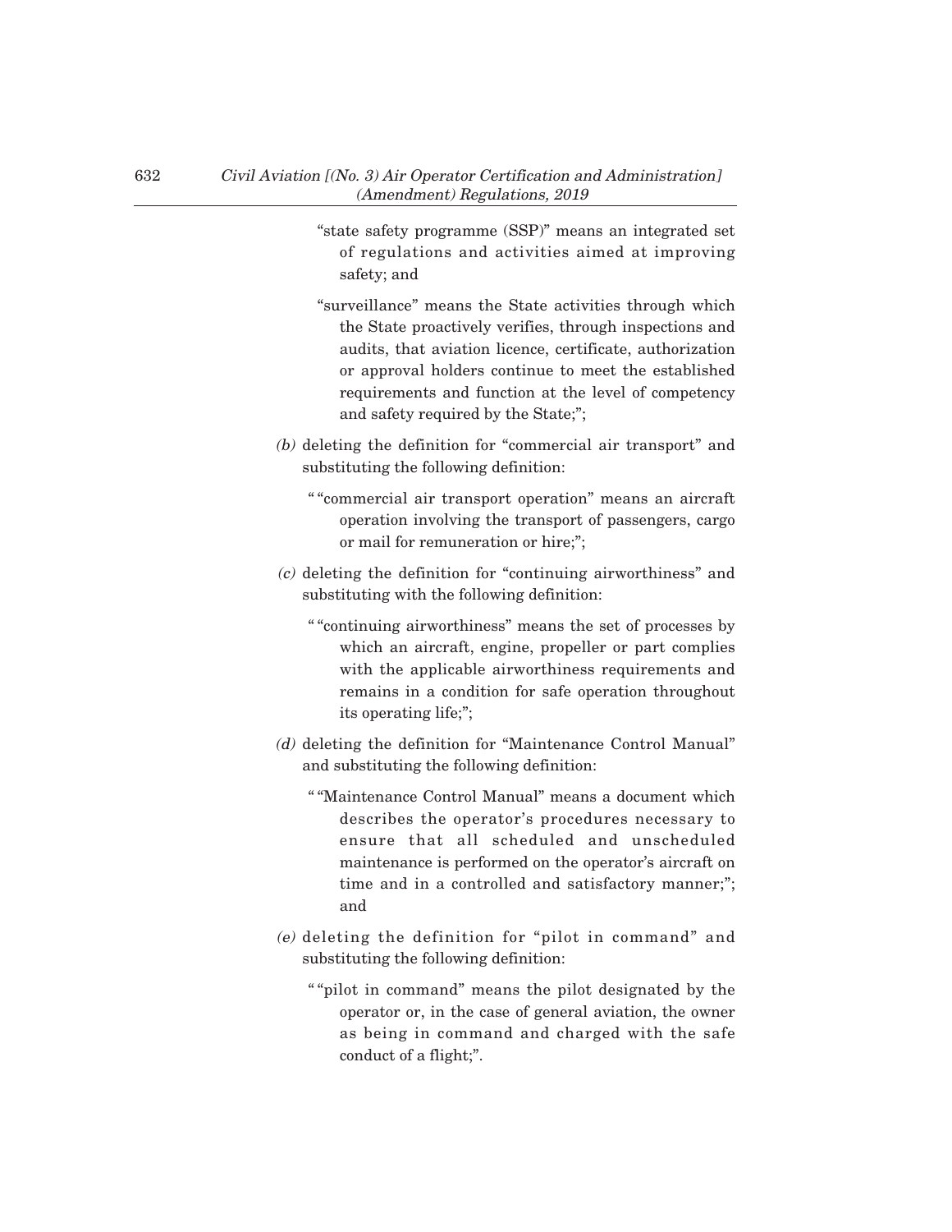"state safety programme (SSP)" means an integrated set of regulations and activities aimed at improving safety; and

"surveillance" means the State activities through which the State proactively verifies, through inspections and audits, that aviation licence, certificate, authorization or approval holders continue to meet the established requirements and function at the level of competency and safety required by the State;";

*(b)* deleting the definition for "commercial air transport" and substituting the following definition:

""commercial air transport operation" means an aircraft operation involving the transport of passengers, cargo or mail for remuneration or hire;";

*(c)* deleting the definition for "continuing airworthiness" and substituting with the following definition:

""continuing airworthiness" means the set of processes by which an aircraft, engine, propeller or part complies with the applicable airworthiness requirements and remains in a condition for safe operation throughout its operating life;";

*(d)* deleting the definition for "Maintenance Control Manual" and substituting the following definition:

""Maintenance Control Manual" means a document which describes the operator's procedures necessary to ensure that all scheduled and unscheduled maintenance is performed on the operator's aircraft on time and in a controlled and satisfactory manner;"; and

*(e)* deleting the definition for "pilot in command" and substituting the following definition:

""pilot in command" means the pilot designated by the operator or, in the case of general aviation, the owner as being in command and charged with the safe conduct of a flight;".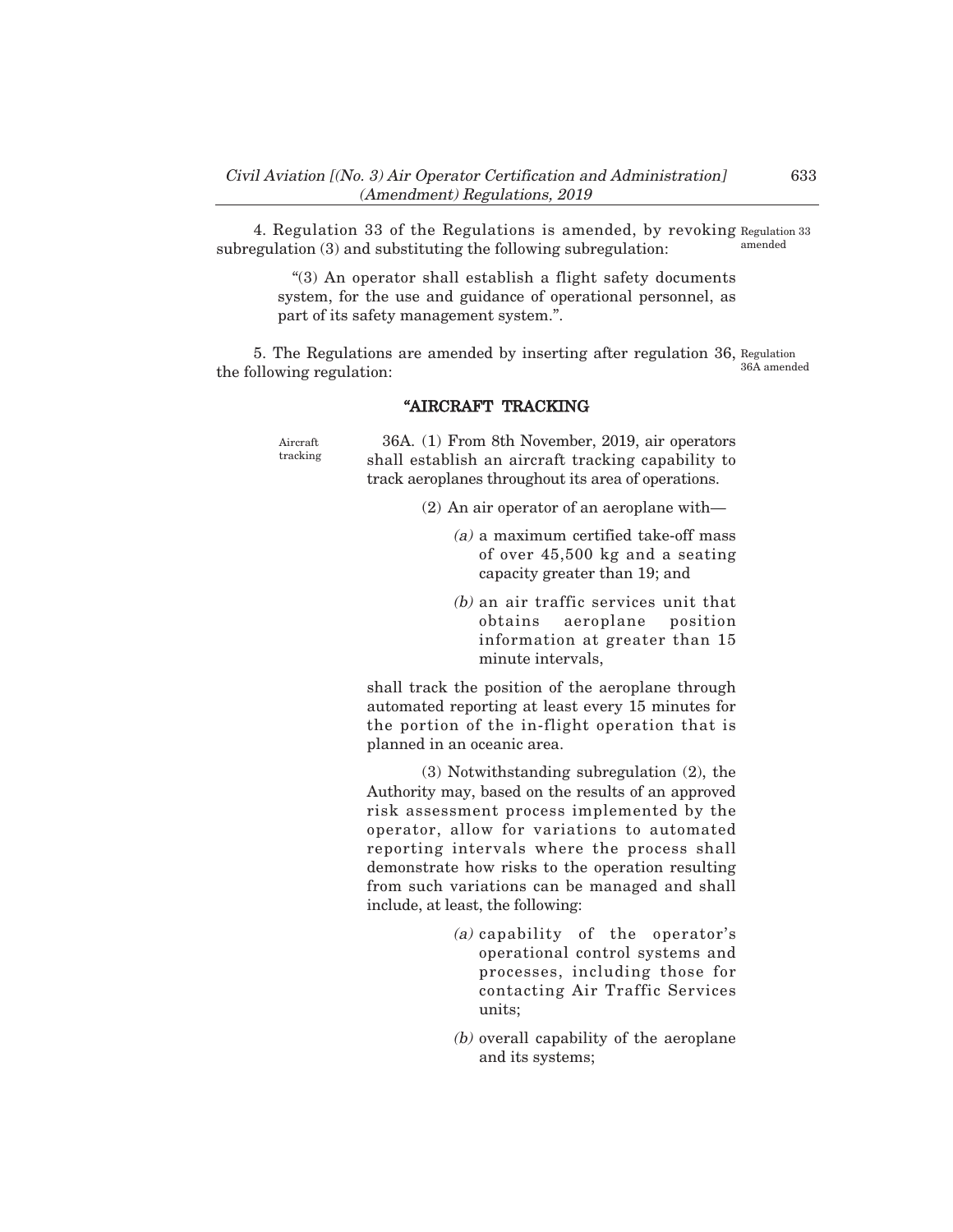4. Regulation 33 of the Regulations is amended, by revoking subregulation (3) and substituting the following subregulation:

Regulation 33 amended

"(3) An operator shall establish a flight safety documents system, for the use and guidance of operational personnel, as part of its safety management system.".

5. The Regulations are amended by inserting after regulation 36, the following regulation:

Regulation 36A amended

**"AIRCRAFT TRACKING**

Aircraft tracking

36A. (1) From 8th November, 2019, air operators shall establish an aircraft tracking capability to track aeroplanes throughout its area of operations.

(2) An air operator of an aeroplane with—

*(a)* a maximum certified take-off mass of over 45,500 kg and a seating capacity greater than 19; and

*(b)* an air traffic services unit that obtains aeroplane position information at greater than 15 minute intervals,

shall track the position of the aeroplane through automated reporting at least every 15 minutes for the portion of the in-flight operation that is planned in an oceanic area.

(3) Notwithstanding subregulation (2), the Authority may, based on the results of an approved risk assessment process implemented by the operator, allow for variations to automated reporting intervals where the process shall demonstrate how risks to the operation resulting from such variations can be managed and shall include, at least, the following:

*(a)* capability of the operator's operational control systems and processes, including those for contacting Air Traffic Services units;

*(b)* overall capability of the aeroplane and its systems;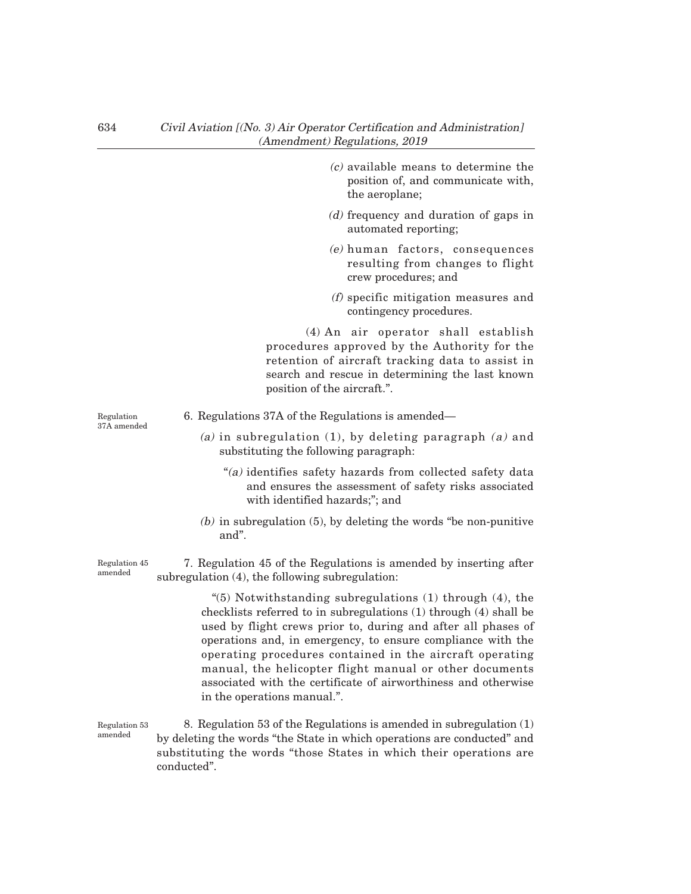*(c)* available means to determine the position of, and communicate with, the aeroplane;

*(d)* frequency and duration of gaps in automated reporting;

*(e)* human factors, consequences resulting from changes to flight crew procedures; and

*(f)* specific mitigation measures and contingency procedures.

(4) An air operator shall establish procedures approved by the Authority for the retention of aircraft tracking data to assist in search and rescue in determining the last known position of the aircraft.".

Regulation 37A amended

6. Regulations 37A of the Regulations is amended—

*(a)* in subregulation (1), by deleting paragraph *(a)* and substituting the following paragraph:

"*(a)* identifies safety hazards from collected safety data and ensures the assessment of safety risks associated with identified hazards;"; and

*(b)* in subregulation (5), by deleting the words "be non-punitive and".

Regulation 45 amended

7. Regulation 45 of the Regulations is amended by inserting after subregulation (4), the following subregulation:

"(5) Notwithstanding subregulations (1) through (4), the checklists referred to in subregulations (1) through (4) shall be used by flight crews prior to, during and after all phases of operations and, in emergency, to ensure compliance with the operating procedures contained in the aircraft operating manual, the helicopter flight manual or other documents associated with the certificate of airworthiness and otherwise in the operations manual.".

Regulation 53 amended

8. Regulation 53 of the Regulations is amended in subregulation (1) by deleting the words "the State in which operations are conducted" and substituting the words "those States in which their operations are conducted".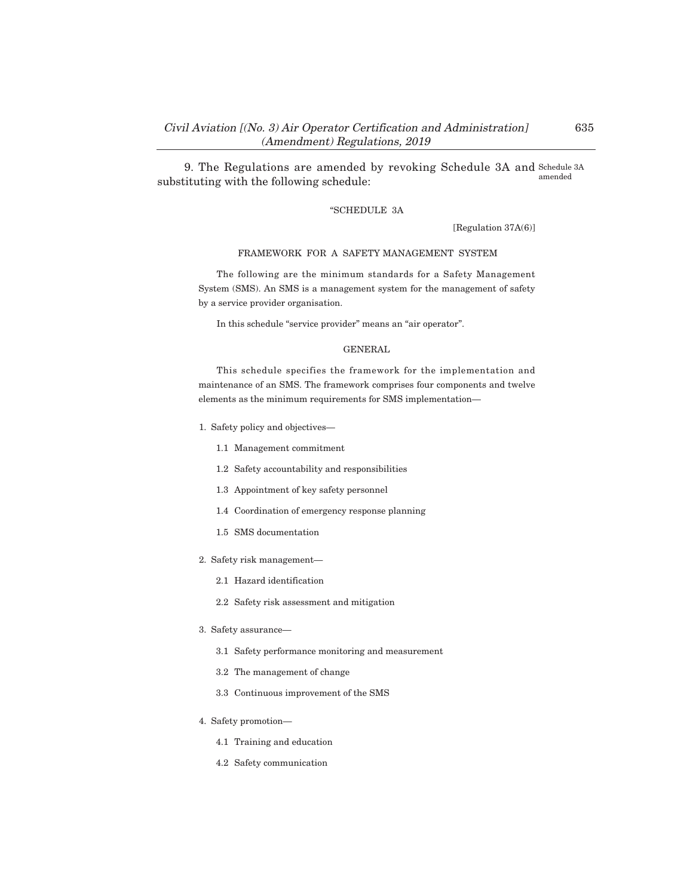9. The Regulations are amended by revoking Schedule 3A and substituting with the following schedule:

Schedule 3A amended

"SCHEDULE 3A

[Regulation 37A(6)]

FRAMEWORK FOR A SAFETY MANAGEMENT SYSTEM

The following are the minimum standards for a Safety Management System (SMS). An SMS is a management system for the management of safety by a service provider organisation.

In this schedule "service provider" means an "air operator".

GENERAL

This schedule specifies the framework for the implementation and maintenance of an SMS. The framework comprises four components and twelve elements as the minimum requirements for SMS implementation—

1. Safety policy and objectives—
   - 1.1 Management commitment
   - 1.2 Safety accountability and responsibilities
   - 1.3 Appointment of key safety personnel
   - 1.4 Coordination of emergency response planning
   - 1.5 SMS documentation
2. Safety risk management—
   - 2.1 Hazard identification
   - 2.2 Safety risk assessment and mitigation
3. Safety assurance—
   - 3.1 Safety performance monitoring and measurement
   - 3.2 The management of change
   - 3.3 Continuous improvement of the SMS
4. Safety promotion—
   - 4.1 Training and education
   - 4.2 Safety communication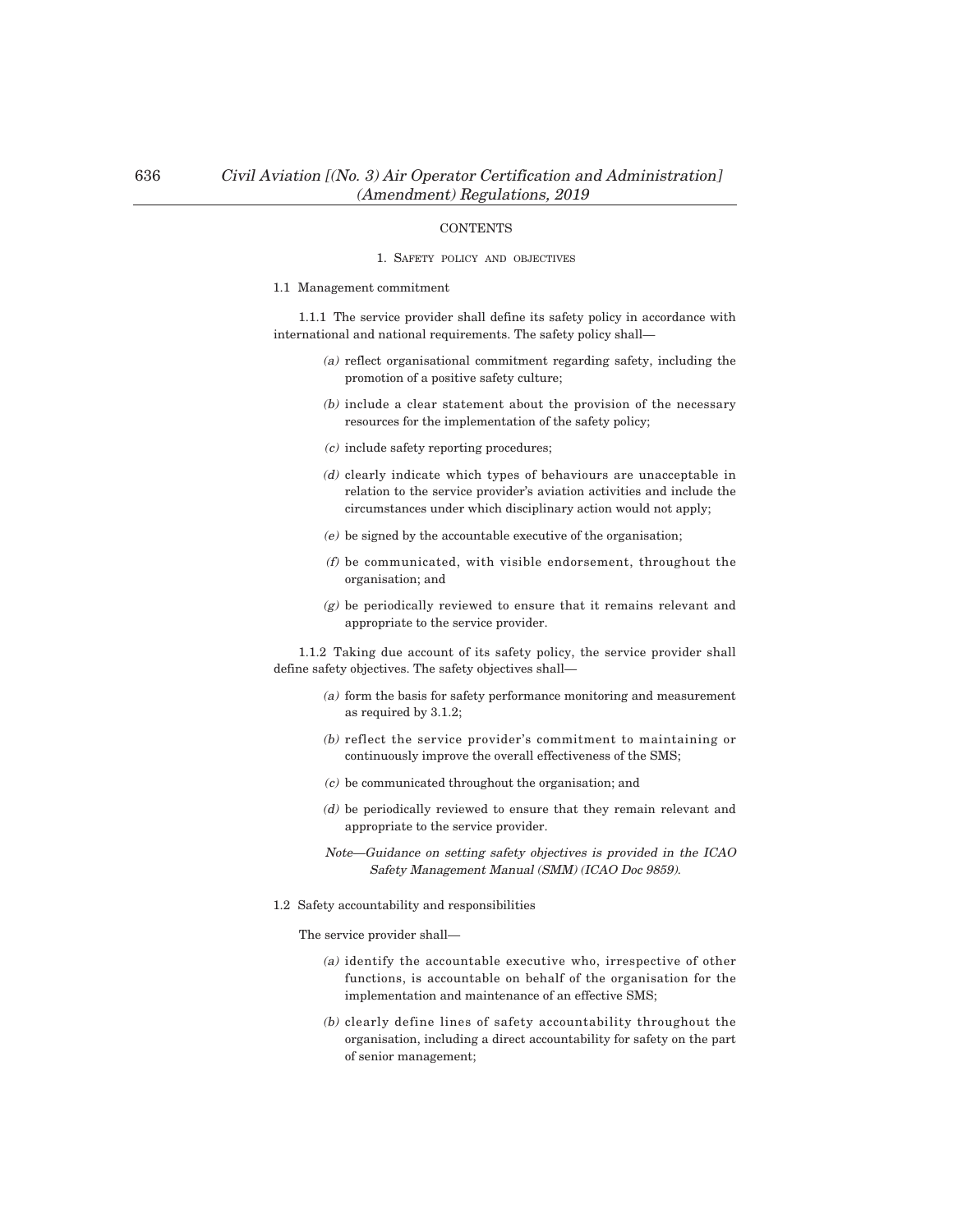CONTENTS

1. SAFETY POLICY AND OBJECTIVES

1.1 Management commitment

1.1.1 The service provider shall define its safety policy in accordance with international and national requirements. The safety policy shall—

*(a)* reflect organisational commitment regarding safety, including the promotion of a positive safety culture;

*(b)* include a clear statement about the provision of the necessary resources for the implementation of the safety policy;

*(c)* include safety reporting procedures;

*(d)* clearly indicate which types of behaviours are unacceptable in relation to the service provider's aviation activities and include the circumstances under which disciplinary action would not apply;

*(e)* be signed by the accountable executive of the organisation;

*(f)* be communicated, with visible endorsement, throughout the organisation; and

*(g)* be periodically reviewed to ensure that it remains relevant and appropriate to the service provider.

1.1.2 Taking due account of its safety policy, the service provider shall define safety objectives. The safety objectives shall—

*(a)* form the basis for safety performance monitoring and measurement as required by 3.1.2;

*(b)* reflect the service provider's commitment to maintaining or continuously improve the overall effectiveness of the SMS;

*(c)* be communicated throughout the organisation; and

*(d)* be periodically reviewed to ensure that they remain relevant and appropriate to the service provider.

*Note—Guidance on setting safety objectives is provided in the ICAO Safety Management Manual (SMM) (ICAO Doc 9859).*

1.2 Safety accountability and responsibilities

The service provider shall—

*(a)* identify the accountable executive who, irrespective of other functions, is accountable on behalf of the organisation for the implementation and maintenance of an effective SMS;

*(b)* clearly define lines of safety accountability throughout the organisation, including a direct accountability for safety on the part of senior management;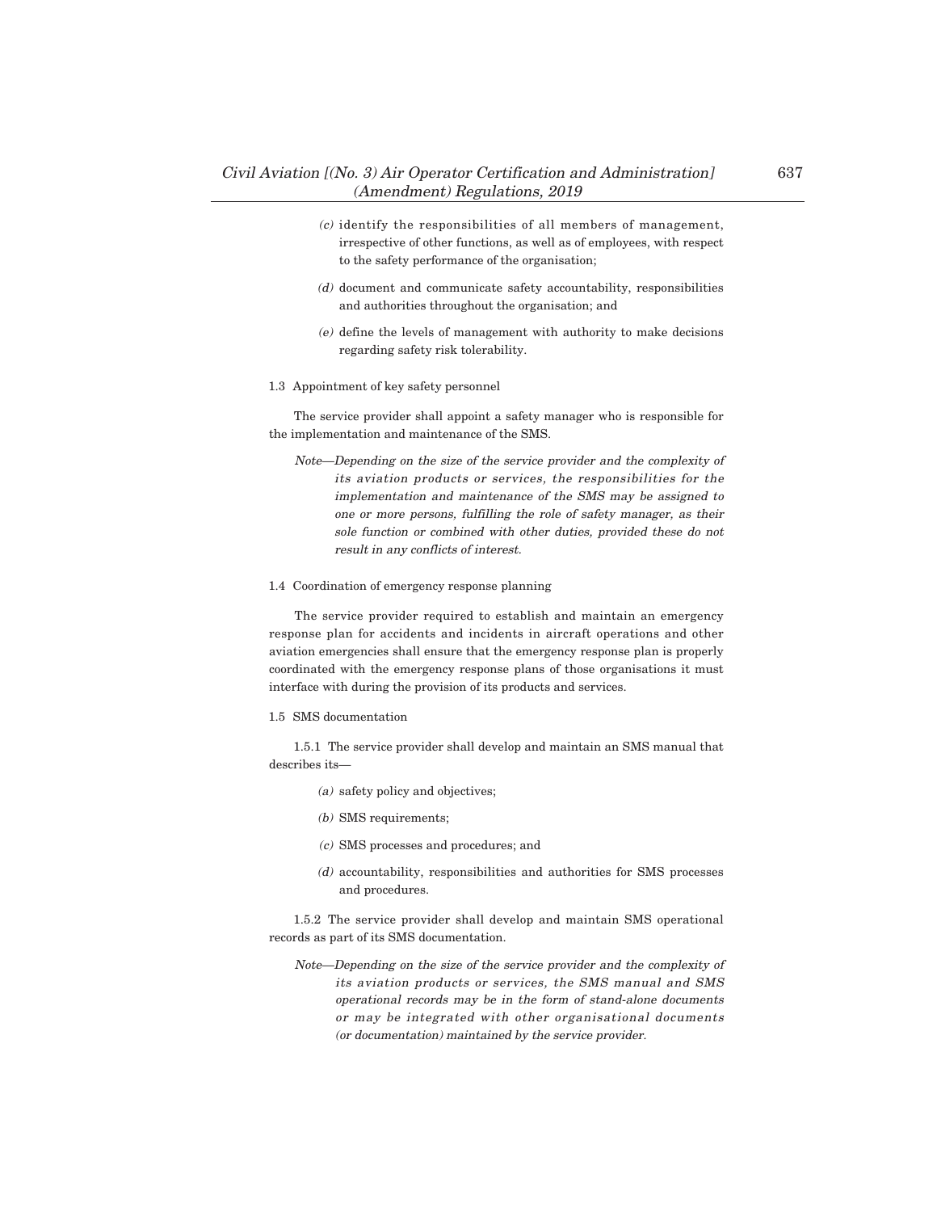(c) identify the responsibilities of all members of management, irrespective of other functions, as well as of employees, with respect to the safety performance of the organisation;

(d) document and communicate safety accountability, responsibilities and authorities throughout the organisation; and

(e) define the levels of management with authority to make decisions regarding safety risk tolerability.

1.3 Appointment of key safety personnel

The service provider shall appoint a safety manager who is responsible for the implementation and maintenance of the SMS.

*Note—Depending on the size of the service provider and the complexity of its aviation products or services, the responsibilities for the implementation and maintenance of the SMS may be assigned to one or more persons, fulfilling the role of safety manager, as their sole function or combined with other duties, provided these do not result in any conflicts of interest.*

1.4 Coordination of emergency response planning

The service provider required to establish and maintain an emergency response plan for accidents and incidents in aircraft operations and other aviation emergencies shall ensure that the emergency response plan is properly coordinated with the emergency response plans of those organisations it must interface with during the provision of its products and services.

1.5 SMS documentation

1.5.1 The service provider shall develop and maintain an SMS manual that describes its—

(a) safety policy and objectives;

(b) SMS requirements;

(c) SMS processes and procedures; and

(d) accountability, responsibilities and authorities for SMS processes and procedures.

1.5.2 The service provider shall develop and maintain SMS operational records as part of its SMS documentation.

*Note—Depending on the size of the service provider and the complexity of its aviation products or services, the SMS manual and SMS operational records may be in the form of stand-alone documents or may be integrated with other organisational documents (or documentation) maintained by the service provider.*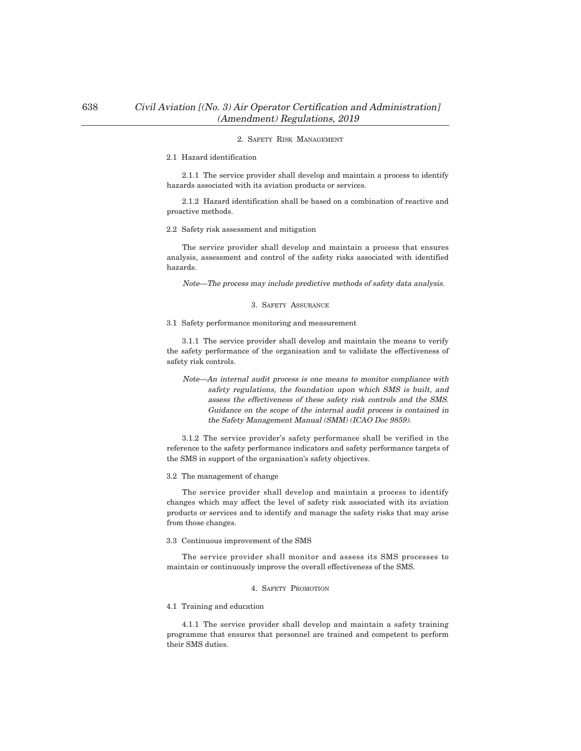## 2. Safety Risk Management

2.1 Hazard identification

2.1.1 The service provider shall develop and maintain a process to identify hazards associated with its aviation products or services.

2.1.2 Hazard identification shall be based on a combination of reactive and proactive methods.

2.2 Safety risk assessment and mitigation

The service provider shall develop and maintain a process that ensures analysis, assessment and control of the safety risks associated with identified hazards.

*Note—The process may include predictive methods of safety data analysis.*

## 3. Safety Assurance

3.1 Safety performance monitoring and measurement

3.1.1 The service provider shall develop and maintain the means to verify the safety performance of the organisation and to validate the effectiveness of safety risk controls.

*Note—An internal audit process is one means to monitor compliance with safety regulations, the foundation upon which SMS is built, and assess the effectiveness of these safety risk controls and the SMS. Guidance on the scope of the internal audit process is contained in the Safety Management Manual (SMM) (ICAO Doc 9859).*

3.1.2 The service provider's safety performance shall be verified in the reference to the safety performance indicators and safety performance targets of the SMS in support of the organisation's safety objectives.

3.2 The management of change

The service provider shall develop and maintain a process to identify changes which may affect the level of safety risk associated with its aviation products or services and to identify and manage the safety risks that may arise from those changes.

3.3 Continuous improvement of the SMS

The service provider shall monitor and assess its SMS processes to maintain or continuously improve the overall effectiveness of the SMS.

## 4. Safety Promotion

4.1 Training and education

4.1.1 The service provider shall develop and maintain a safety training programme that ensures that personnel are trained and competent to perform their SMS duties.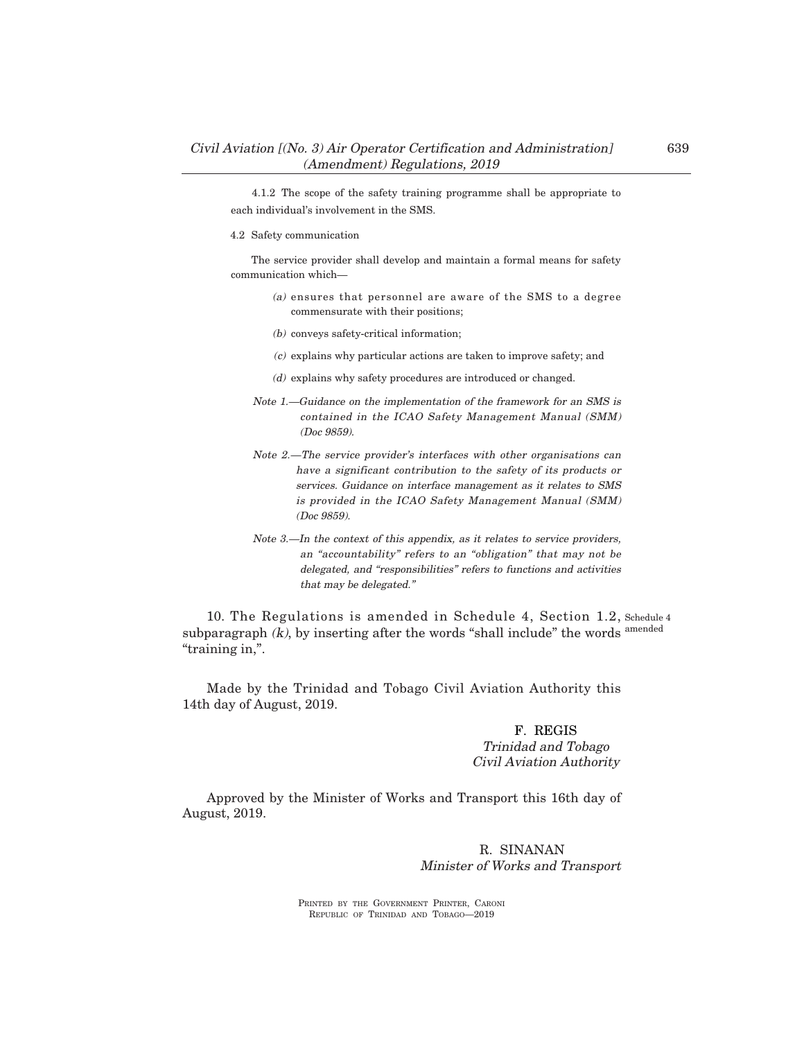4.1.2 The scope of the safety training programme shall be appropriate to each individual's involvement in the SMS.

4.2 Safety communication

The service provider shall develop and maintain a formal means for safety communication which—

*(a)* ensures that personnel are aware of the SMS to a degree commensurate with their positions;

*(b)* conveys safety-critical information;

*(c)* explains why particular actions are taken to improve safety; and

*(d)* explains why safety procedures are introduced or changed.

*Note 1.—Guidance on the implementation of the framework for an SMS is contained in the ICAO Safety Management Manual (SMM) (Doc 9859).*

*Note 2.—The service provider's interfaces with other organisations can have a significant contribution to the safety of its products or services. Guidance on interface management as it relates to SMS is provided in the ICAO Safety Management Manual (SMM) (Doc 9859).*

*Note 3.—In the context of this appendix, as it relates to service providers, an "accountability" refers to an "obligation" that may not be delegated, and "responsibilities" refers to functions and activities that may be delegated."*

Schedule 4 amended

10. The Regulations is amended in Schedule 4, Section 1.2, subparagraph *(k)*, by inserting after the words "shall include" the words "training in,".

Made by the Trinidad and Tobago Civil Aviation Authority this 14th day of August, 2019.

F. REGIS
*Trinidad and Tobago Civil Aviation Authority*

Approved by the Minister of Works and Transport this 16th day of August, 2019.

R. SINANAN
*Minister of Works and Transport*

Printed by the Government Printer, Caroni
Republic of Trinidad and Tobago—2019